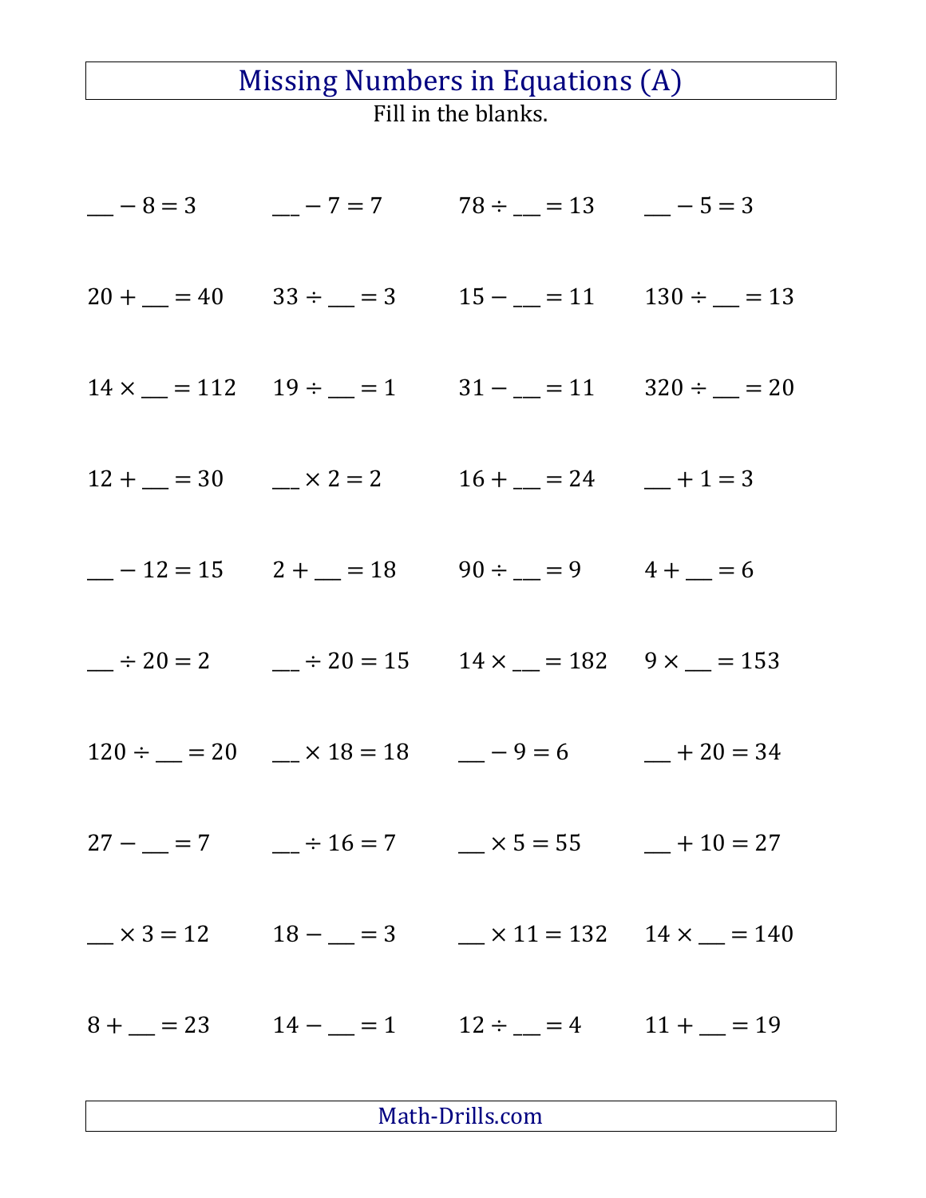# Missing Numbers in Equations (A)

Fill in the blanks.

| | | | |
|---|---|---|---|
| $\_\_ - 8 = 3$ | $\_\_ - 7 = 7$ | $78 \div \_\_ = 13$ | $\_\_ - 5 = 3$ |
| $20 + \_\_ = 40$ | $33 \div \_\_ = 3$ | $15 - \_\_ = 11$ | $130 \div \_\_ = 13$ |
| $14 \times \_\_ = 112$ | $19 \div \_\_ = 1$ | $31 - \_\_ = 11$ | $320 \div \_\_ = 20$ |
| $12 + \_\_ = 30$ | $\_\_ \times 2 = 2$ | $16 + \_\_ = 24$ | $\_\_ + 1 = 3$ |
| $\_\_ - 12 = 15$ | $2 + \_\_ = 18$ | $90 \div \_\_ = 9$ | $4 + \_\_ = 6$ |
| $\_\_ \div 20 = 2$ | $\_\_ \div 20 = 15$ | $14 \times \_\_ = 182$ | $9 \times \_\_ = 153$ |
| $120 \div \_\_ = 20$ | $\_\_ \times 18 = 18$ | $\_\_ - 9 = 6$ | $\_\_ + 20 = 34$ |
| $27 - \_\_ = 7$ | $\_\_ \div 16 = 7$ | $\_\_ \times 5 = 55$ | $\_\_ + 10 = 27$ |
| $\_\_ \times 3 = 12$ | $18 - \_\_ = 3$ | $\_\_ \times 11 = 132$ | $14 \times \_\_ = 140$ |
| $8 + \_\_ = 23$ | $14 - \_\_ = 1$ | $12 \div \_\_ = 4$ | $11 + \_\_ = 19$ |

Math-Drills.com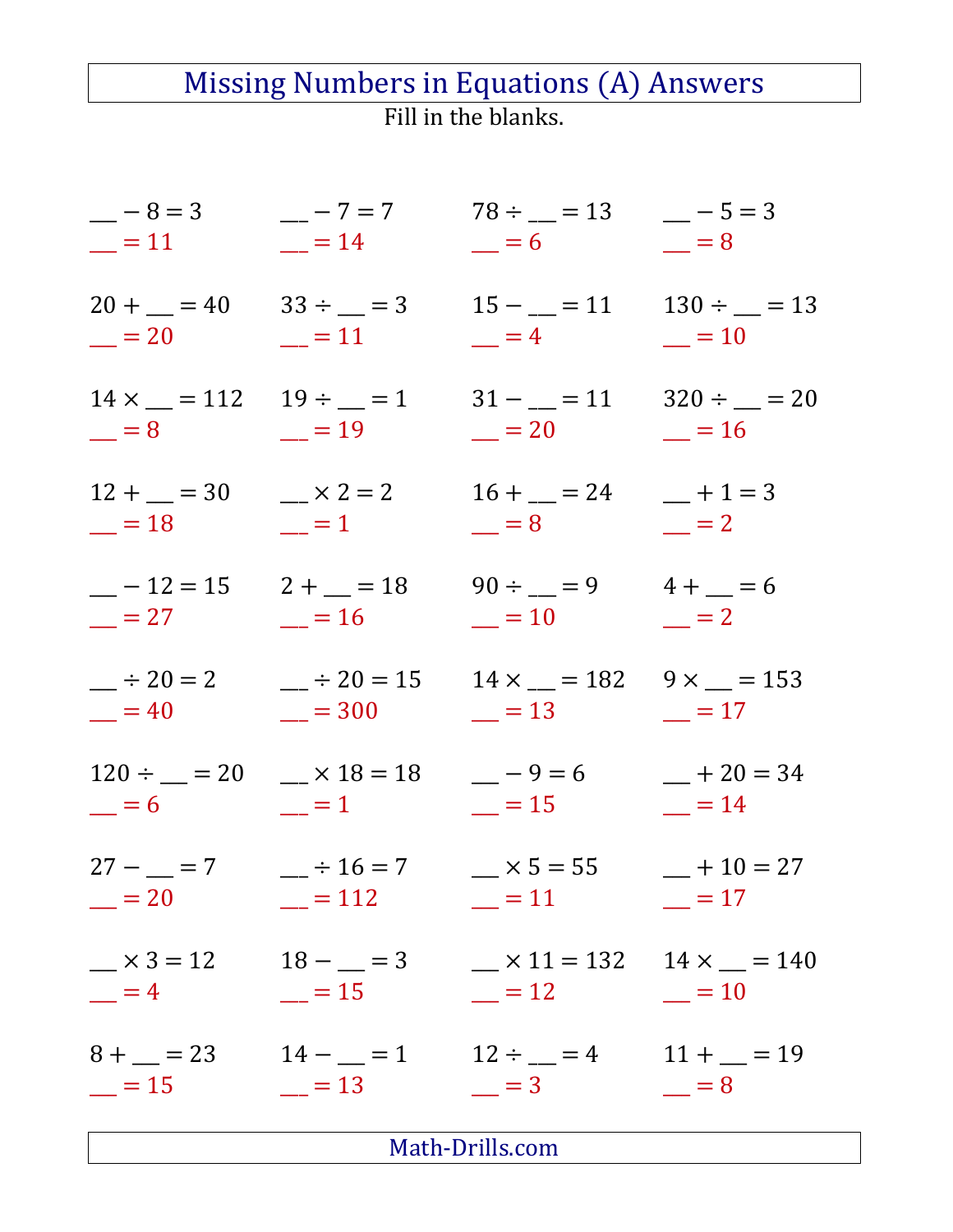# Missing Numbers in Equations (A) Answers

Fill in the blanks.

| | | | |
|---|---|---|---|
| __ − 8 = 3<br>__ = 11 | __ − 7 = 7<br>__ = 14 | 78 ÷ __ = 13<br>__ = 6 | __ − 5 = 3<br>__ = 8 |
| 20 + __ = 40<br>__ = 20 | 33 ÷ __ = 3<br>__ = 11 | 15 − __ = 11<br>__ = 4 | 130 ÷ __ = 13<br>__ = 10 |
| 14 × __ = 112<br>__ = 8 | 19 ÷ __ = 1<br>__ = 19 | 31 − __ = 11<br>__ = 20 | 320 ÷ __ = 20<br>__ = 16 |
| 12 + __ = 30<br>__ = 18 | __ × 2 = 2<br>__ = 1 | 16 + __ = 24<br>__ = 8 | __ + 1 = 3<br>__ = 2 |
| __ − 12 = 15<br>__ = 27 | 2 + __ = 18<br>__ = 16 | 90 ÷ __ = 9<br>__ = 10 | 4 + __ = 6<br>__ = 2 |
| __ ÷ 20 = 2<br>__ = 40 | __ ÷ 20 = 15<br>__ = 300 | 14 × __ = 182<br>__ = 13 | 9 × __ = 153<br>__ = 17 |
| 120 ÷ __ = 20<br>__ = 6 | __ × 18 = 18<br>__ = 1 | __ − 9 = 6<br>__ = 15 | __ + 20 = 34<br>__ = 14 |
| 27 − __ = 7<br>__ = 20 | __ ÷ 16 = 7<br>__ = 112 | __ × 5 = 55<br>__ = 11 | __ + 10 = 27<br>__ = 17 |
| __ × 3 = 12<br>__ = 4 | 18 − __ = 3<br>__ = 15 | __ × 11 = 132<br>__ = 12 | 14 × __ = 140<br>__ = 10 |
| 8 + __ = 23<br>__ = 15 | 14 − __ = 1<br>__ = 13 | 12 ÷ __ = 4<br>__ = 3 | 11 + __ = 19<br>__ = 8 |

Math-Drills.com